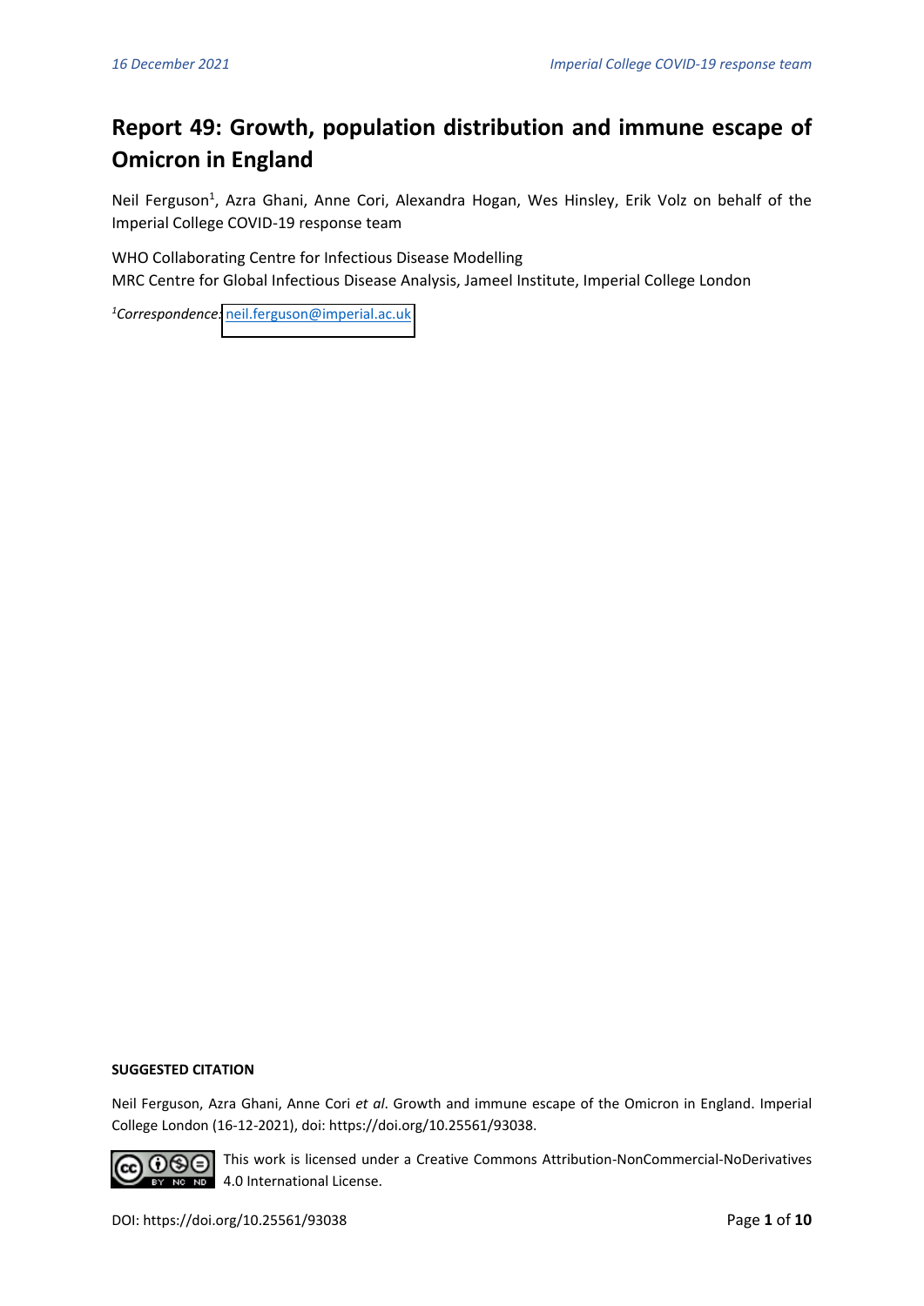# Report 49: Growth, population distribution and immune escape of Omicron in England

Neil Ferguson[1], Azra Ghani, Anne Cori, Alexandra Hogan, Wes Hinsley, Erik Volz on behalf of the Imperial College COVID-19 response team

WHO Collaborating Centre for Infectious Disease Modelling
MRC Centre for Global Infectious Disease Analysis, Jameel Institute, Imperial College London

[1]*Correspondence:* neil.ferguson@imperial.ac.uk

**SUGGESTED CITATION**

Neil Ferguson, Azra Ghani, Anne Cori *et al*. Growth and immune escape of the Omicron in England. Imperial College London (16-12-2021), doi: https://doi.org/10.25561/93038.

This work is licensed under a Creative Commons Attribution-NonCommercial-NoDerivatives 4.0 International License.

DOI: https://doi.org/10.25561/93038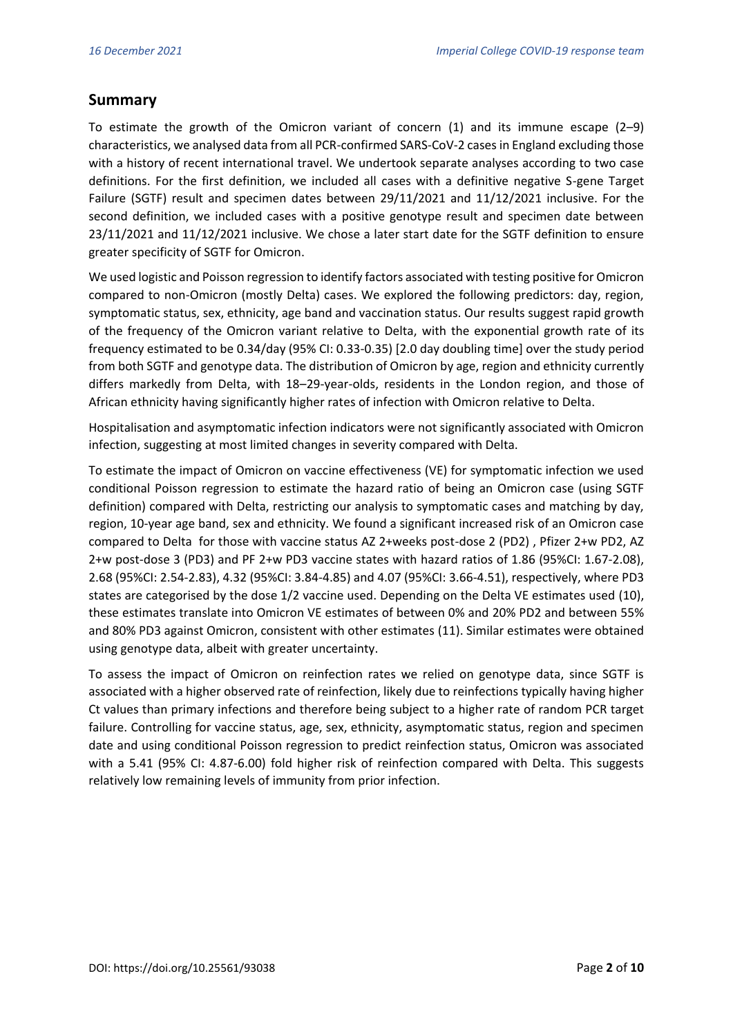## Summary

To estimate the growth of the Omicron variant of concern (1) and its immune escape (2–9) characteristics, we analysed data from all PCR-confirmed SARS-CoV-2 cases in England excluding those with a history of recent international travel. We undertook separate analyses according to two case definitions. For the first definition, we included all cases with a definitive negative S-gene Target Failure (SGTF) result and specimen dates between 29/11/2021 and 11/12/2021 inclusive. For the second definition, we included cases with a positive genotype result and specimen date between 23/11/2021 and 11/12/2021 inclusive. We chose a later start date for the SGTF definition to ensure greater specificity of SGTF for Omicron.

We used logistic and Poisson regression to identify factors associated with testing positive for Omicron compared to non-Omicron (mostly Delta) cases. We explored the following predictors: day, region, symptomatic status, sex, ethnicity, age band and vaccination status. Our results suggest rapid growth of the frequency of the Omicron variant relative to Delta, with the exponential growth rate of its frequency estimated to be 0.34/day (95% CI: 0.33-0.35) [2.0 day doubling time] over the study period from both SGTF and genotype data. The distribution of Omicron by age, region and ethnicity currently differs markedly from Delta, with 18–29-year-olds, residents in the London region, and those of African ethnicity having significantly higher rates of infection with Omicron relative to Delta.

Hospitalisation and asymptomatic infection indicators were not significantly associated with Omicron infection, suggesting at most limited changes in severity compared with Delta.

To estimate the impact of Omicron on vaccine effectiveness (VE) for symptomatic infection we used conditional Poisson regression to estimate the hazard ratio of being an Omicron case (using SGTF definition) compared with Delta, restricting our analysis to symptomatic cases and matching by day, region, 10-year age band, sex and ethnicity. We found a significant increased risk of an Omicron case compared to Delta for those with vaccine status AZ 2+weeks post-dose 2 (PD2) , Pfizer 2+w PD2, AZ 2+w post-dose 3 (PD3) and PF 2+w PD3 vaccine states with hazard ratios of 1.86 (95%CI: 1.67-2.08), 2.68 (95%CI: 2.54-2.83), 4.32 (95%CI: 3.84-4.85) and 4.07 (95%CI: 3.66-4.51), respectively, where PD3 states are categorised by the dose 1/2 vaccine used. Depending on the Delta VE estimates used (10), these estimates translate into Omicron VE estimates of between 0% and 20% PD2 and between 55% and 80% PD3 against Omicron, consistent with other estimates (11). Similar estimates were obtained using genotype data, albeit with greater uncertainty.

To assess the impact of Omicron on reinfection rates we relied on genotype data, since SGTF is associated with a higher observed rate of reinfection, likely due to reinfections typically having higher Ct values than primary infections and therefore being subject to a higher rate of random PCR target failure. Controlling for vaccine status, age, sex, ethnicity, asymptomatic status, region and specimen date and using conditional Poisson regression to predict reinfection status, Omicron was associated with a 5.41 (95% CI: 4.87-6.00) fold higher risk of reinfection compared with Delta. This suggests relatively low remaining levels of immunity from prior infection.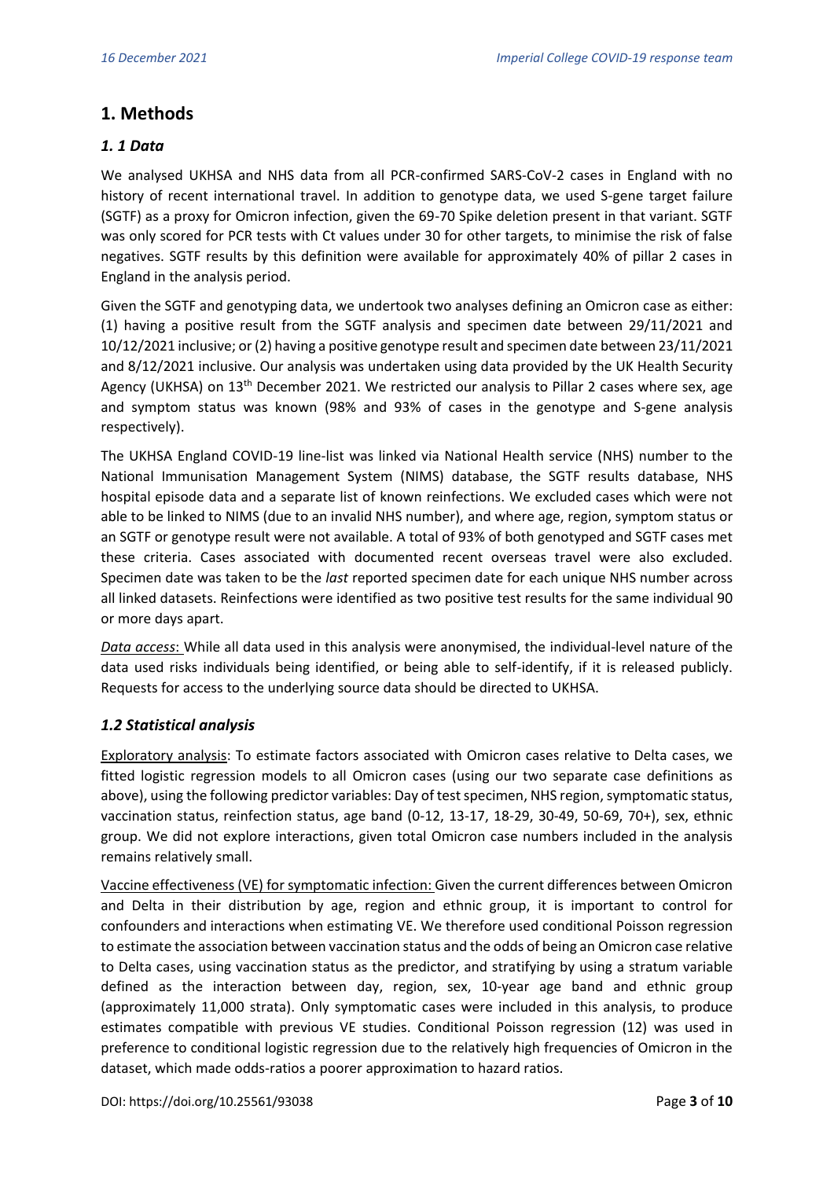## 1. Methods

### *1. 1 Data*

We analysed UKHSA and NHS data from all PCR-confirmed SARS-CoV-2 cases in England with no history of recent international travel. In addition to genotype data, we used S-gene target failure (SGTF) as a proxy for Omicron infection, given the 69-70 Spike deletion present in that variant. SGTF was only scored for PCR tests with Ct values under 30 for other targets, to minimise the risk of false negatives. SGTF results by this definition were available for approximately 40% of pillar 2 cases in England in the analysis period.

Given the SGTF and genotyping data, we undertook two analyses defining an Omicron case as either: (1) having a positive result from the SGTF analysis and specimen date between 29/11/2021 and 10/12/2021 inclusive; or (2) having a positive genotype result and specimen date between 23/11/2021 and 8/12/2021 inclusive. Our analysis was undertaken using data provided by the UK Health Security Agency (UKHSA) on 13th December 2021. We restricted our analysis to Pillar 2 cases where sex, age and symptom status was known (98% and 93% of cases in the genotype and S-gene analysis respectively).

The UKHSA England COVID-19 line-list was linked via National Health service (NHS) number to the National Immunisation Management System (NIMS) database, the SGTF results database, NHS hospital episode data and a separate list of known reinfections. We excluded cases which were not able to be linked to NIMS (due to an invalid NHS number), and where age, region, symptom status or an SGTF or genotype result were not available. A total of 93% of both genotyped and SGTF cases met these criteria. Cases associated with documented recent overseas travel were also excluded. Specimen date was taken to be the *last* reported specimen date for each unique NHS number across all linked datasets. Reinfections were identified as two positive test results for the same individual 90 or more days apart.

*Data access*: While all data used in this analysis were anonymised, the individual-level nature of the data used risks individuals being identified, or being able to self-identify, if it is released publicly. Requests for access to the underlying source data should be directed to UKHSA.

### *1.2 Statistical analysis*

Exploratory analysis: To estimate factors associated with Omicron cases relative to Delta cases, we fitted logistic regression models to all Omicron cases (using our two separate case definitions as above), using the following predictor variables: Day of test specimen, NHS region, symptomatic status, vaccination status, reinfection status, age band (0-12, 13-17, 18-29, 30-49, 50-69, 70+), sex, ethnic group. We did not explore interactions, given total Omicron case numbers included in the analysis remains relatively small.

Vaccine effectiveness (VE) for symptomatic infection: Given the current differences between Omicron and Delta in their distribution by age, region and ethnic group, it is important to control for confounders and interactions when estimating VE. We therefore used conditional Poisson regression to estimate the association between vaccination status and the odds of being an Omicron case relative to Delta cases, using vaccination status as the predictor, and stratifying by using a stratum variable defined as the interaction between day, region, sex, 10-year age band and ethnic group (approximately 11,000 strata). Only symptomatic cases were included in this analysis, to produce estimates compatible with previous VE studies. Conditional Poisson regression (12) was used in preference to conditional logistic regression due to the relatively high frequencies of Omicron in the dataset, which made odds-ratios a poorer approximation to hazard ratios.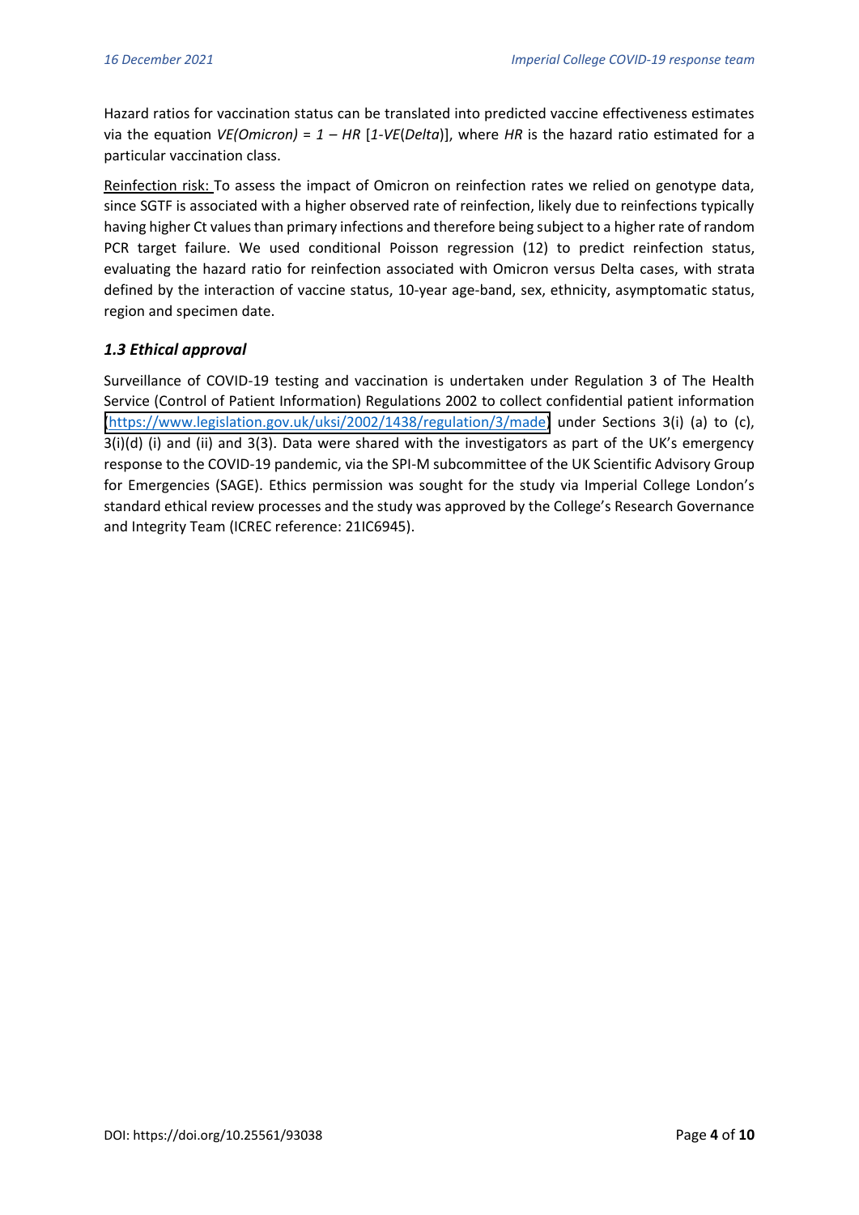Hazard ratios for vaccination status can be translated into predicted vaccine effectiveness estimates via the equation $VE(Omicron) = 1 - HR\,[1\text{-}VE(Delta)]$, where $HR$ is the hazard ratio estimated for a particular vaccination class.

Reinfection risk: To assess the impact of Omicron on reinfection rates we relied on genotype data, since SGTF is associated with a higher observed rate of reinfection, likely due to reinfections typically having higher Ct values than primary infections and therefore being subject to a higher rate of random PCR target failure. We used conditional Poisson regression (12) to predict reinfection status, evaluating the hazard ratio for reinfection associated with Omicron versus Delta cases, with strata defined by the interaction of vaccine status, 10-year age-band, sex, ethnicity, asymptomatic status, region and specimen date.

### *1.3 Ethical approval*

Surveillance of COVID-19 testing and vaccination is undertaken under Regulation 3 of The Health Service (Control of Patient Information) Regulations 2002 to collect confidential patient information (https://www.legislation.gov.uk/uksi/2002/1438/regulation/3/made) under Sections 3(i) (a) to (c), 3(i)(d) (i) and (ii) and 3(3). Data were shared with the investigators as part of the UK's emergency response to the COVID-19 pandemic, via the SPI-M subcommittee of the UK Scientific Advisory Group for Emergencies (SAGE). Ethics permission was sought for the study via Imperial College London's standard ethical review processes and the study was approved by the College's Research Governance and Integrity Team (ICREC reference: 21IC6945).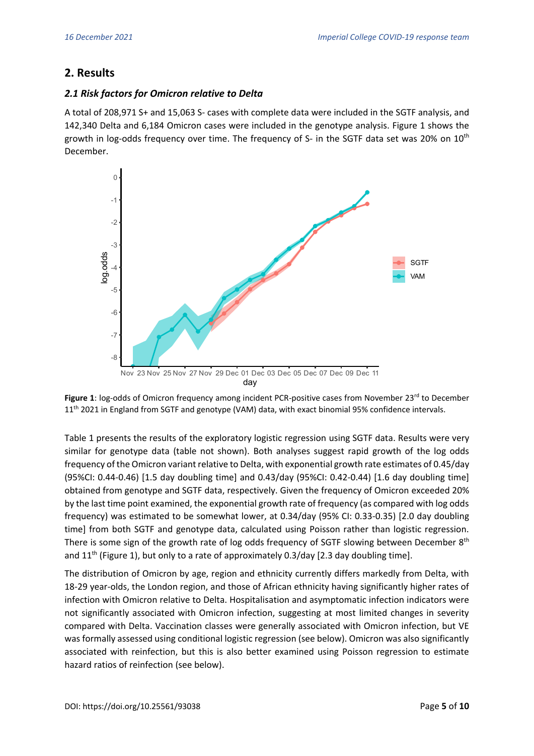## 2. Results

### *2.1 Risk factors for Omicron relative to Delta*

A total of 208,971 S+ and 15,063 S- cases with complete data were included in the SGTF analysis, and 142,340 Delta and 6,184 Omicron cases were included in the genotype analysis. Figure 1 shows the growth in log-odds frequency over time. The frequency of S- in the SGTF data set was 20% on 10th December.

**Figure 1**: log-odds of Omicron frequency among incident PCR-positive cases from November 23rd to December 11th 2021 in England from SGTF and genotype (VAM) data, with exact binomial 95% confidence intervals.

Table 1 presents the results of the exploratory logistic regression using SGTF data. Results were very similar for genotype data (table not shown). Both analyses suggest rapid growth of the log odds frequency of the Omicron variant relative to Delta, with exponential growth rate estimates of 0.45/day (95%CI: 0.44-0.46) [1.5 day doubling time] and 0.43/day (95%CI: 0.42-0.44) [1.6 day doubling time] obtained from genotype and SGTF data, respectively. Given the frequency of Omicron exceeded 20% by the last time point examined, the exponential growth rate of frequency (as compared with log odds frequency) was estimated to be somewhat lower, at 0.34/day (95% CI: 0.33-0.35) [2.0 day doubling time] from both SGTF and genotype data, calculated using Poisson rather than logistic regression. There is some sign of the growth rate of log odds frequency of SGTF slowing between December 8th and 11th (Figure 1), but only to a rate of approximately 0.3/day [2.3 day doubling time].

The distribution of Omicron by age, region and ethnicity currently differs markedly from Delta, with 18-29 year-olds, the London region, and those of African ethnicity having significantly higher rates of infection with Omicron relative to Delta. Hospitalisation and asymptomatic infection indicators were not significantly associated with Omicron infection, suggesting at most limited changes in severity compared with Delta. Vaccination classes were generally associated with Omicron infection, but VE was formally assessed using conditional logistic regression (see below). Omicron was also significantly associated with reinfection, but this is also better examined using Poisson regression to estimate hazard ratios of reinfection (see below).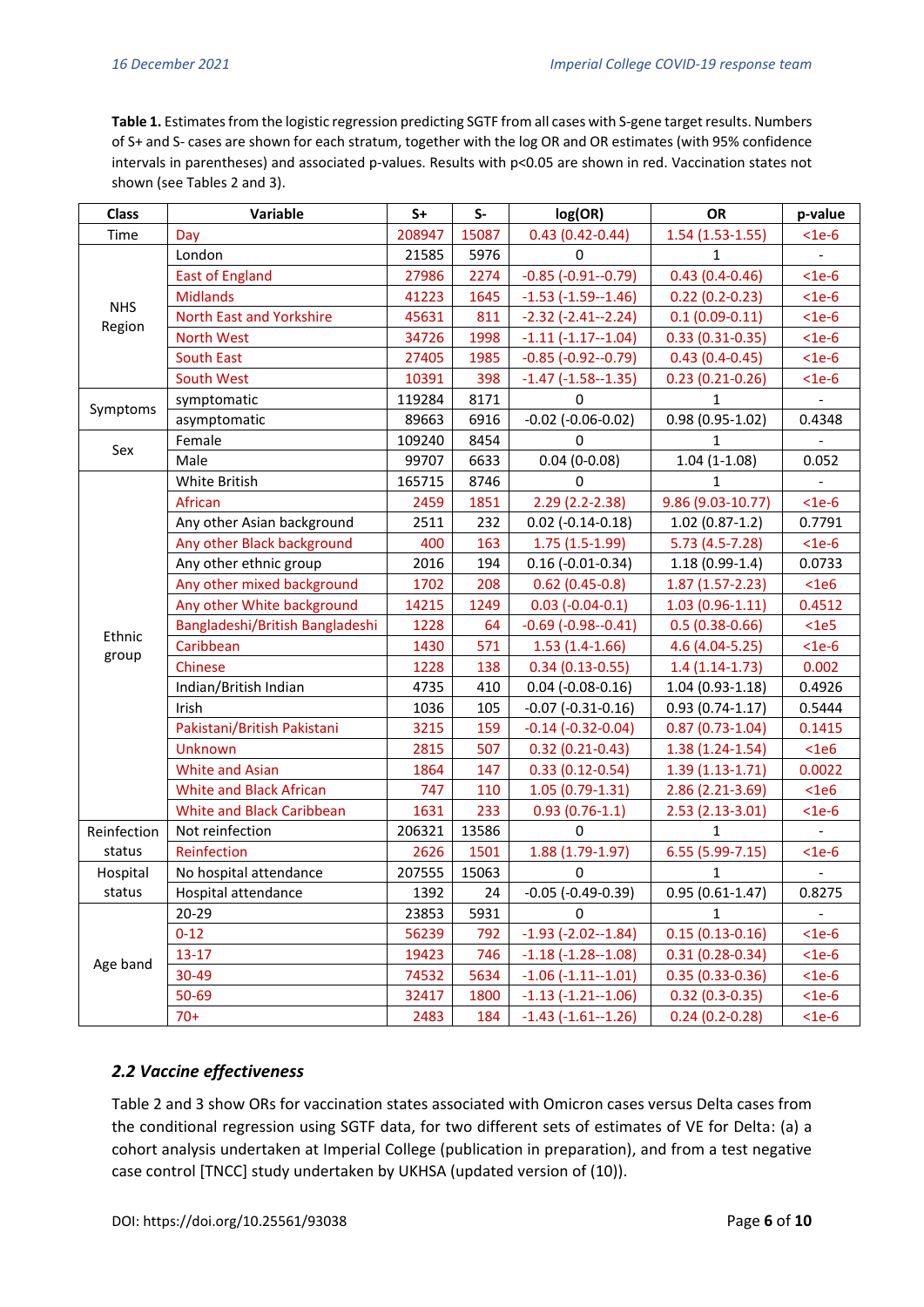**Table 1.** Estimates from the logistic regression predicting SGTF from all cases with S-gene target results. Numbers of S+ and S- cases are shown for each stratum, together with the log OR and OR estimates (with 95% confidence intervals in parentheses) and associated p-values. Results with p<0.05 are shown in red. Vaccination states not shown (see Tables 2 and 3).

| Class | Variable | S+ | S- | log(OR) | OR | p-value |
|---|---|---|---|---|---|---|
| Time | Day | 208947 | 15087 | 0.43 (0.42-0.44) | 1.54 (1.53-1.55) | <1e-6 |
| NHS Region | London | 21585 | 5976 | 0 | 1 | - |
| | East of England | 27986 | 2274 | -0.85 (-0.91--0.79) | 0.43 (0.4-0.46) | <1e-6 |
| | Midlands | 41223 | 1645 | -1.53 (-1.59--1.46) | 0.22 (0.2-0.23) | <1e-6 |
| | North East and Yorkshire | 45631 | 811 | -2.32 (-2.41--2.24) | 0.1 (0.09-0.11) | <1e-6 |
| | North West | 34726 | 1998 | -1.11 (-1.17--1.04) | 0.33 (0.31-0.35) | <1e-6 |
| | South East | 27405 | 1985 | -0.85 (-0.92--0.79) | 0.43 (0.4-0.45) | <1e-6 |
| | South West | 10391 | 398 | -1.47 (-1.58--1.35) | 0.23 (0.21-0.26) | <1e-6 |
| Symptoms | symptomatic | 119284 | 8171 | 0 | 1 | - |
| | asymptomatic | 89663 | 6916 | -0.02 (-0.06-0.02) | 0.98 (0.95-1.02) | 0.4348 |
| Sex | Female | 109240 | 8454 | 0 | 1 | - |
| | Male | 99707 | 6633 | 0.04 (0-0.08) | 1.04 (1-1.08) | 0.052 |
| Ethnic group | White British | 165715 | 8746 | 0 | 1 | - |
| | African | 2459 | 1851 | 2.29 (2.2-2.38) | 9.86 (9.03-10.77) | <1e-6 |
| | Any other Asian background | 2511 | 232 | 0.02 (-0.14-0.18) | 1.02 (0.87-1.2) | 0.7791 |
| | Any other Black background | 400 | 163 | 1.75 (1.5-1.99) | 5.73 (4.5-7.28) | <1e-6 |
| | Any other ethnic group | 2016 | 194 | 0.16 (-0.01-0.34) | 1.18 (0.99-1.4) | 0.0733 |
| | Any other mixed background | 1702 | 208 | 0.62 (0.45-0.8) | 1.87 (1.57-2.23) | <1e6 |
| | Any other White background | 14215 | 1249 | 0.03 (-0.04-0.1) | 1.03 (0.96-1.11) | 0.4512 |
| | Bangladeshi/British Bangladeshi | 1228 | 64 | -0.69 (-0.98--0.41) | 0.5 (0.38-0.66) | <1e5 |
| | Caribbean | 1430 | 571 | 1.53 (1.4-1.66) | 4.6 (4.04-5.25) | <1e-6 |
| | Chinese | 1228 | 138 | 0.34 (0.13-0.55) | 1.4 (1.14-1.73) | 0.002 |
| | Indian/British Indian | 4735 | 410 | 0.04 (-0.08-0.16) | 1.04 (0.93-1.18) | 0.4926 |
| | Irish | 1036 | 105 | -0.07 (-0.31-0.16) | 0.93 (0.74-1.17) | 0.5444 |
| | Pakistani/British Pakistani | 3215 | 159 | -0.14 (-0.32-0.04) | 0.87 (0.73-1.04) | 0.1415 |
| | Unknown | 2815 | 507 | 0.32 (0.21-0.43) | 1.38 (1.24-1.54) | <1e6 |
| | White and Asian | 1864 | 147 | 0.33 (0.12-0.54) | 1.39 (1.13-1.71) | 0.0022 |
| | White and Black African | 747 | 110 | 1.05 (0.79-1.31) | 2.86 (2.21-3.69) | <1e6 |
| | White and Black Caribbean | 1631 | 233 | 0.93 (0.76-1.1) | 2.53 (2.13-3.01) | <1e-6 |
| Reinfection status | Not reinfection | 206321 | 13586 | 0 | 1 | - |
| | Reinfection | 2626 | 1501 | 1.88 (1.79-1.97) | 6.55 (5.99-7.15) | <1e-6 |
| Hospital status | No hospital attendance | 207555 | 15063 | 0 | 1 | - |
| | Hospital attendance | 1392 | 24 | -0.05 (-0.49-0.39) | 0.95 (0.61-1.47) | 0.8275 |
| Age band | 20-29 | 23853 | 5931 | 0 | 1 | - |
| | 0-12 | 56239 | 792 | -1.93 (-2.02--1.84) | 0.15 (0.13-0.16) | <1e-6 |
| | 13-17 | 19423 | 746 | -1.18 (-1.28--1.08) | 0.31 (0.28-0.34) | <1e-6 |
| | 30-49 | 74532 | 5634 | -1.06 (-1.11--1.01) | 0.35 (0.33-0.36) | <1e-6 |
| | 50-69 | 32417 | 1800 | -1.13 (-1.21--1.06) | 0.32 (0.3-0.35) | <1e-6 |
| | 70+ | 2483 | 184 | -1.43 (-1.61--1.26) | 0.24 (0.2-0.28) | <1e-6 |

### *2.2 Vaccine effectiveness*

Table 2 and 3 show ORs for vaccination states associated with Omicron cases versus Delta cases from the conditional regression using SGTF data, for two different sets of estimates of VE for Delta: (a) a cohort analysis undertaken at Imperial College (publication in preparation), and from a test negative case control [TNCC] study undertaken by UKHSA (updated version of (10)).

DOI: https://doi.org/10.25561/93038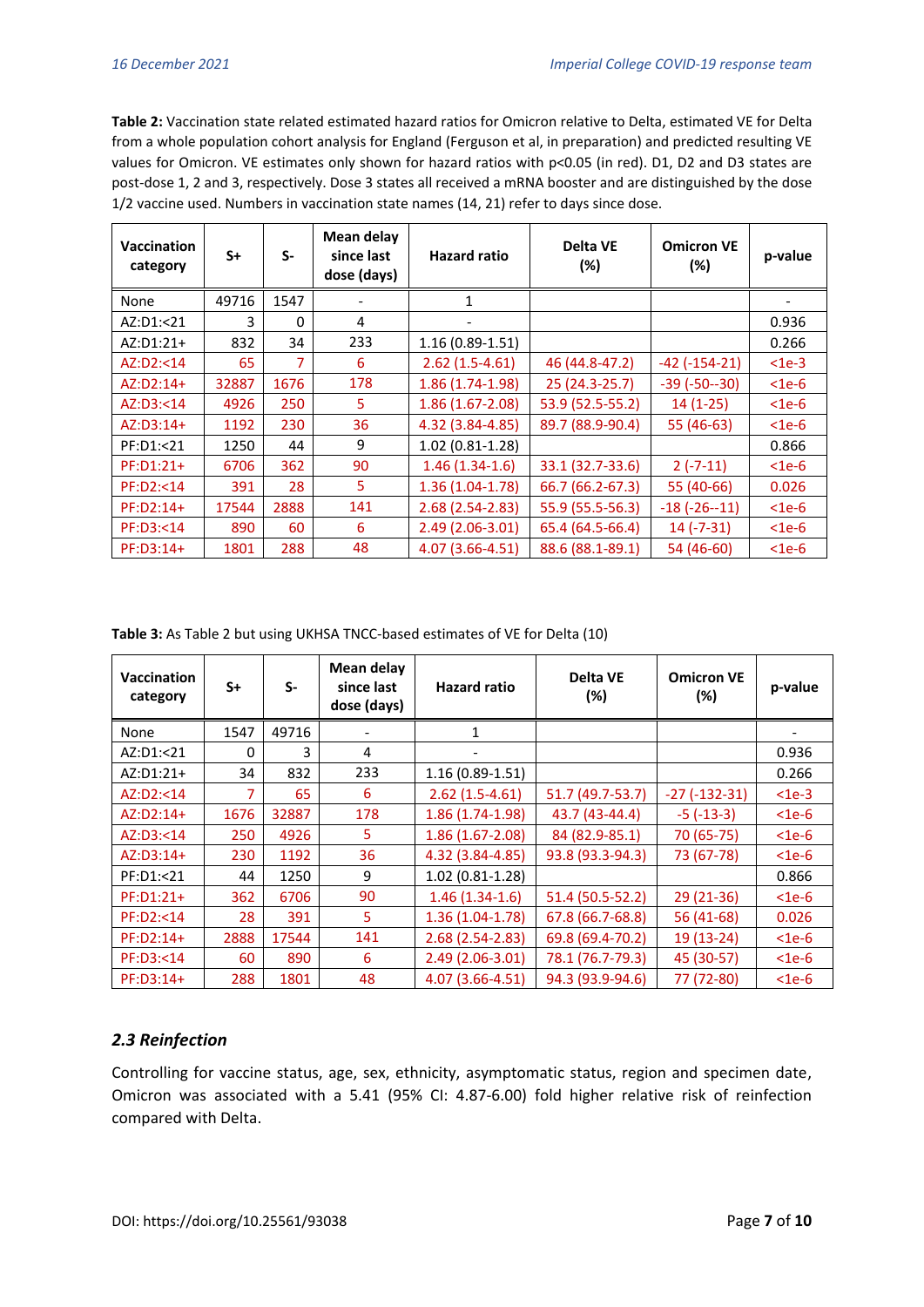**Table 2:** Vaccination state related estimated hazard ratios for Omicron relative to Delta, estimated VE for Delta from a whole population cohort analysis for England (Ferguson et al, in preparation) and predicted resulting VE values for Omicron. VE estimates only shown for hazard ratios with p<0.05 (in red). D1, D2 and D3 states are post-dose 1, 2 and 3, respectively. Dose 3 states all received a mRNA booster and are distinguished by the dose 1/2 vaccine used. Numbers in vaccination state names (14, 21) refer to days since dose.

| Vaccination category | S+ | S- | Mean delay since last dose (days) | Hazard ratio | Delta VE (%) | Omicron VE (%) | p-value |
|---|---|---|---|---|---|---|---|
| None | 49716 | 1547 | - | 1 | | | - |
| AZ:D1:<21 | 3 | 0 | 4 | - | | | 0.936 |
| AZ:D1:21+ | 832 | 34 | 233 | 1.16 (0.89-1.51) | | | 0.266 |
| AZ:D2:<14 | 65 | 7 | 6 | 2.62 (1.5-4.61) | 46 (44.8-47.2) | -42 (-154-21) | <1e-3 |
| AZ:D2:14+ | 32887 | 1676 | 178 | 1.86 (1.74-1.98) | 25 (24.3-25.7) | -39 (-50--30) | <1e-6 |
| AZ:D3:<14 | 4926 | 250 | 5 | 1.86 (1.67-2.08) | 53.9 (52.5-55.2) | 14 (1-25) | <1e-6 |
| AZ:D3:14+ | 1192 | 230 | 36 | 4.32 (3.84-4.85) | 89.7 (88.9-90.4) | 55 (46-63) | <1e-6 |
| PF:D1:<21 | 1250 | 44 | 9 | 1.02 (0.81-1.28) | | | 0.866 |
| PF:D1:21+ | 6706 | 362 | 90 | 1.46 (1.34-1.6) | 33.1 (32.7-33.6) | 2 (-7-11) | <1e-6 |
| PF:D2:<14 | 391 | 28 | 5 | 1.36 (1.04-1.78) | 66.7 (66.2-67.3) | 55 (40-66) | 0.026 |
| PF:D2:14+ | 17544 | 2888 | 141 | 2.68 (2.54-2.83) | 55.9 (55.5-56.3) | -18 (-26--11) | <1e-6 |
| PF:D3:<14 | 890 | 60 | 6 | 2.49 (2.06-3.01) | 65.4 (64.5-66.4) | 14 (-7-31) | <1e-6 |
| PF:D3:14+ | 1801 | 288 | 48 | 4.07 (3.66-4.51) | 88.6 (88.1-89.1) | 54 (46-60) | <1e-6 |

**Table 3:** As Table 2 but using UKHSA TNCC-based estimates of VE for Delta (10)

| Vaccination category | S+ | S- | Mean delay since last dose (days) | Hazard ratio | Delta VE (%) | Omicron VE (%) | p-value |
|---|---|---|---|---|---|---|---|
| None | 1547 | 49716 | - | 1 | | | - |
| AZ:D1:<21 | 0 | 3 | 4 | - | | | 0.936 |
| AZ:D1:21+ | 34 | 832 | 233 | 1.16 (0.89-1.51) | | | 0.266 |
| AZ:D2:<14 | 7 | 65 | 6 | 2.62 (1.5-4.61) | 51.7 (49.7-53.7) | -27 (-132-31) | <1e-3 |
| AZ:D2:14+ | 1676 | 32887 | 178 | 1.86 (1.74-1.98) | 43.7 (43-44.4) | -5 (-13-3) | <1e-6 |
| AZ:D3:<14 | 250 | 4926 | 5 | 1.86 (1.67-2.08) | 84 (82.9-85.1) | 70 (65-75) | <1e-6 |
| AZ:D3:14+ | 230 | 1192 | 36 | 4.32 (3.84-4.85) | 93.8 (93.3-94.3) | 73 (67-78) | <1e-6 |
| PF:D1:<21 | 44 | 1250 | 9 | 1.02 (0.81-1.28) | | | 0.866 |
| PF:D1:21+ | 362 | 6706 | 90 | 1.46 (1.34-1.6) | 51.4 (50.5-52.2) | 29 (21-36) | <1e-6 |
| PF:D2:<14 | 28 | 391 | 5 | 1.36 (1.04-1.78) | 67.8 (66.7-68.8) | 56 (41-68) | 0.026 |
| PF:D2:14+ | 2888 | 17544 | 141 | 2.68 (2.54-2.83) | 69.8 (69.4-70.2) | 19 (13-24) | <1e-6 |
| PF:D3:<14 | 60 | 890 | 6 | 2.49 (2.06-3.01) | 78.1 (76.7-79.3) | 45 (30-57) | <1e-6 |
| PF:D3:14+ | 288 | 1801 | 48 | 4.07 (3.66-4.51) | 94.3 (93.9-94.6) | 77 (72-80) | <1e-6 |

### *2.3 Reinfection*

Controlling for vaccine status, age, sex, ethnicity, asymptomatic status, region and specimen date, Omicron was associated with a 5.41 (95% CI: 4.87-6.00) fold higher relative risk of reinfection compared with Delta.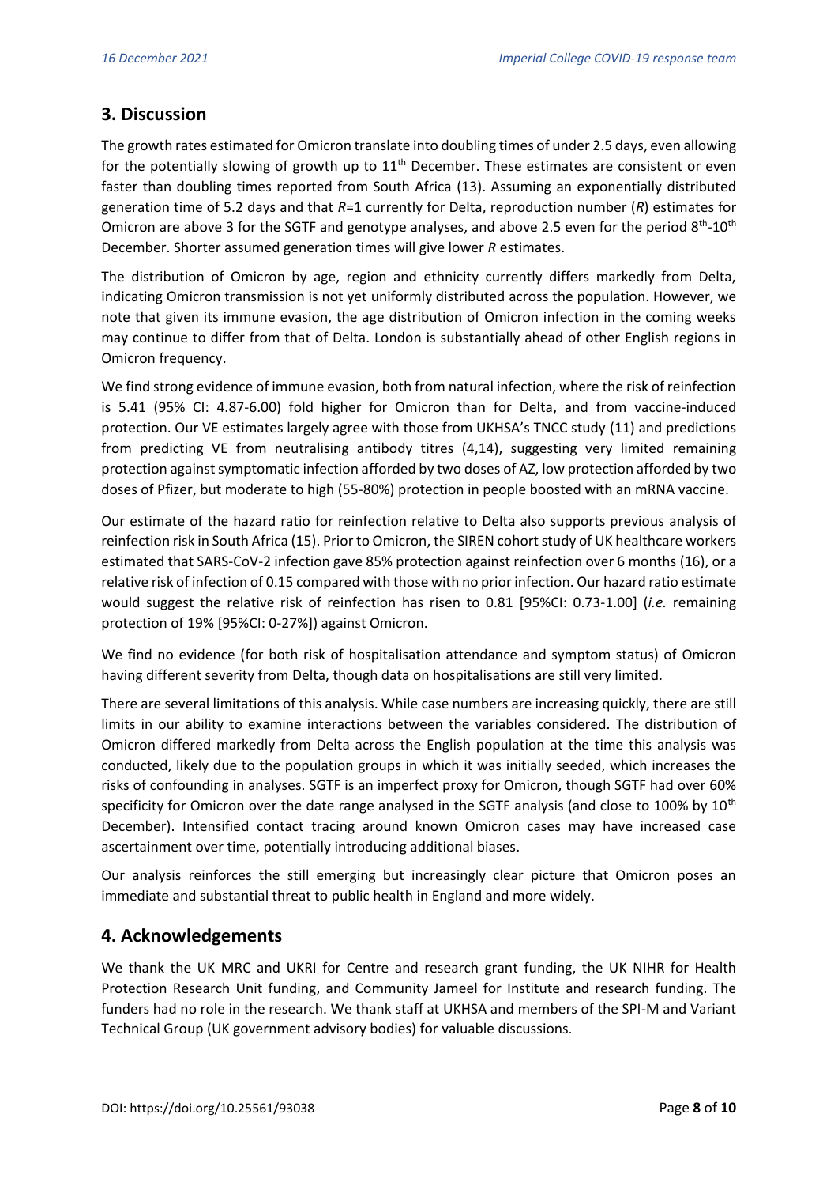## 3. Discussion

The growth rates estimated for Omicron translate into doubling times of under 2.5 days, even allowing for the potentially slowing of growth up to 11th December. These estimates are consistent or even faster than doubling times reported from South Africa (13). Assuming an exponentially distributed generation time of 5.2 days and that *R*=1 currently for Delta, reproduction number (*R*) estimates for Omicron are above 3 for the SGTF and genotype analyses, and above 2.5 even for the period 8th-10th December. Shorter assumed generation times will give lower *R* estimates.

The distribution of Omicron by age, region and ethnicity currently differs markedly from Delta, indicating Omicron transmission is not yet uniformly distributed across the population. However, we note that given its immune evasion, the age distribution of Omicron infection in the coming weeks may continue to differ from that of Delta. London is substantially ahead of other English regions in Omicron frequency.

We find strong evidence of immune evasion, both from natural infection, where the risk of reinfection is 5.41 (95% CI: 4.87-6.00) fold higher for Omicron than for Delta, and from vaccine-induced protection. Our VE estimates largely agree with those from UKHSA's TNCC study (11) and predictions from predicting VE from neutralising antibody titres (4,14), suggesting very limited remaining protection against symptomatic infection afforded by two doses of AZ, low protection afforded by two doses of Pfizer, but moderate to high (55-80%) protection in people boosted with an mRNA vaccine.

Our estimate of the hazard ratio for reinfection relative to Delta also supports previous analysis of reinfection risk in South Africa (15). Prior to Omicron, the SIREN cohort study of UK healthcare workers estimated that SARS-CoV-2 infection gave 85% protection against reinfection over 6 months (16), or a relative risk of infection of 0.15 compared with those with no prior infection. Our hazard ratio estimate would suggest the relative risk of reinfection has risen to 0.81 [95%CI: 0.73-1.00] (*i.e.* remaining protection of 19% [95%CI: 0-27%]) against Omicron.

We find no evidence (for both risk of hospitalisation attendance and symptom status) of Omicron having different severity from Delta, though data on hospitalisations are still very limited.

There are several limitations of this analysis. While case numbers are increasing quickly, there are still limits in our ability to examine interactions between the variables considered. The distribution of Omicron differed markedly from Delta across the English population at the time this analysis was conducted, likely due to the population groups in which it was initially seeded, which increases the risks of confounding in analyses. SGTF is an imperfect proxy for Omicron, though SGTF had over 60% specificity for Omicron over the date range analysed in the SGTF analysis (and close to 100% by 10th December). Intensified contact tracing around known Omicron cases may have increased case ascertainment over time, potentially introducing additional biases.

Our analysis reinforces the still emerging but increasingly clear picture that Omicron poses an immediate and substantial threat to public health in England and more widely.

## 4. Acknowledgements

We thank the UK MRC and UKRI for Centre and research grant funding, the UK NIHR for Health Protection Research Unit funding, and Community Jameel for Institute and research funding. The funders had no role in the research. We thank staff at UKHSA and members of the SPI-M and Variant Technical Group (UK government advisory bodies) for valuable discussions.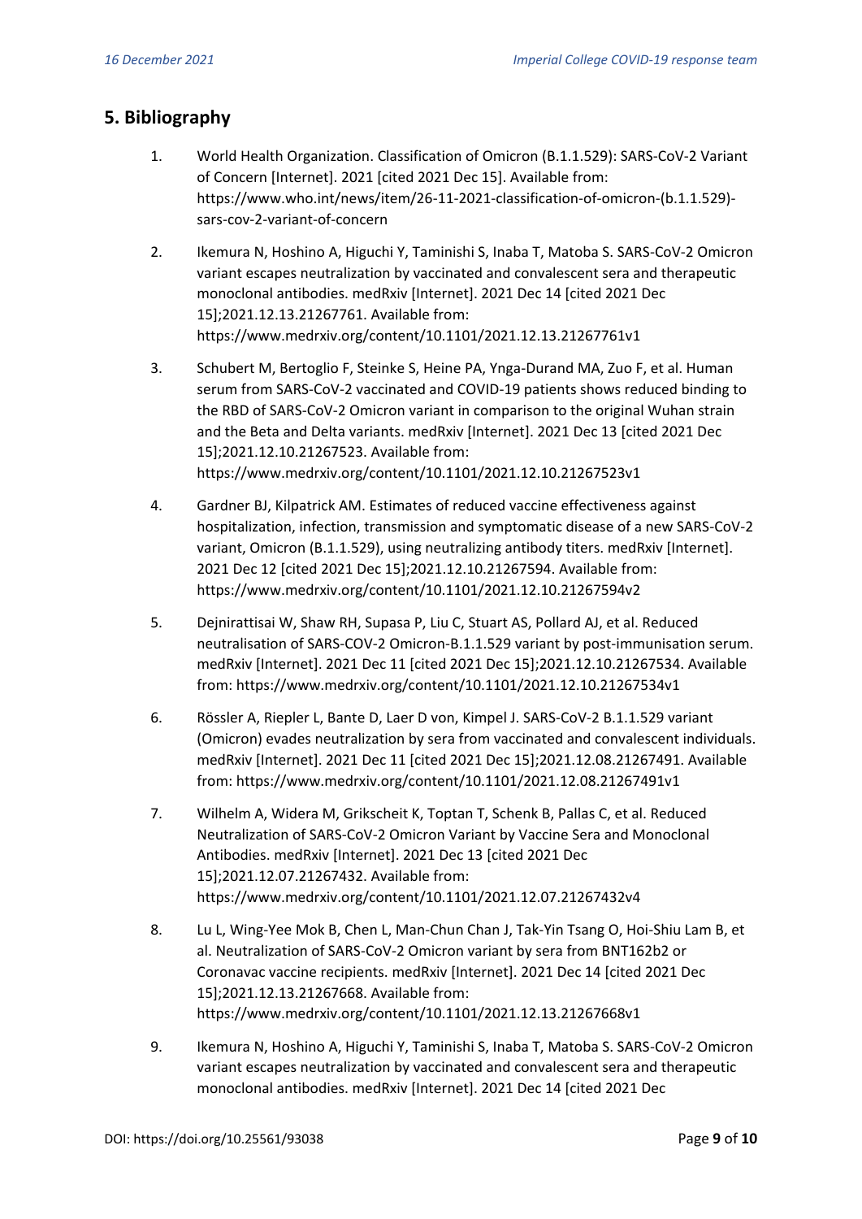## 5. Bibliography

1. World Health Organization. Classification of Omicron (B.1.1.529): SARS-CoV-2 Variant of Concern [Internet]. 2021 [cited 2021 Dec 15]. Available from: https://www.who.int/news/item/26-11-2021-classification-of-omicron-(b.1.1.529)-sars-cov-2-variant-of-concern

2. Ikemura N, Hoshino A, Higuchi Y, Taminishi S, Inaba T, Matoba S. SARS-CoV-2 Omicron variant escapes neutralization by vaccinated and convalescent sera and therapeutic monoclonal antibodies. medRxiv [Internet]. 2021 Dec 14 [cited 2021 Dec 15];2021.12.13.21267761. Available from: https://www.medrxiv.org/content/10.1101/2021.12.13.21267761v1

3. Schubert M, Bertoglio F, Steinke S, Heine PA, Ynga-Durand MA, Zuo F, et al. Human serum from SARS-CoV-2 vaccinated and COVID-19 patients shows reduced binding to the RBD of SARS-CoV-2 Omicron variant in comparison to the original Wuhan strain and the Beta and Delta variants. medRxiv [Internet]. 2021 Dec 13 [cited 2021 Dec 15];2021.12.10.21267523. Available from: https://www.medrxiv.org/content/10.1101/2021.12.10.21267523v1

4. Gardner BJ, Kilpatrick AM. Estimates of reduced vaccine effectiveness against hospitalization, infection, transmission and symptomatic disease of a new SARS-CoV-2 variant, Omicron (B.1.1.529), using neutralizing antibody titers. medRxiv [Internet]. 2021 Dec 12 [cited 2021 Dec 15];2021.12.10.21267594. Available from: https://www.medrxiv.org/content/10.1101/2021.12.10.21267594v2

5. Dejnirattisai W, Shaw RH, Supasa P, Liu C, Stuart AS, Pollard AJ, et al. Reduced neutralisation of SARS-COV-2 Omicron-B.1.1.529 variant by post-immunisation serum. medRxiv [Internet]. 2021 Dec 11 [cited 2021 Dec 15];2021.12.10.21267534. Available from: https://www.medrxiv.org/content/10.1101/2021.12.10.21267534v1

6. Rössler A, Riepler L, Bante D, Laer D von, Kimpel J. SARS-CoV-2 B.1.1.529 variant (Omicron) evades neutralization by sera from vaccinated and convalescent individuals. medRxiv [Internet]. 2021 Dec 11 [cited 2021 Dec 15];2021.12.08.21267491. Available from: https://www.medrxiv.org/content/10.1101/2021.12.08.21267491v1

7. Wilhelm A, Widera M, Grikscheit K, Toptan T, Schenk B, Pallas C, et al. Reduced Neutralization of SARS-CoV-2 Omicron Variant by Vaccine Sera and Monoclonal Antibodies. medRxiv [Internet]. 2021 Dec 13 [cited 2021 Dec 15];2021.12.07.21267432. Available from: https://www.medrxiv.org/content/10.1101/2021.12.07.21267432v4

8. Lu L, Wing-Yee Mok B, Chen L, Man-Chun Chan J, Tak-Yin Tsang O, Hoi-Shiu Lam B, et al. Neutralization of SARS-CoV-2 Omicron variant by sera from BNT162b2 or Coronavac vaccine recipients. medRxiv [Internet]. 2021 Dec 14 [cited 2021 Dec 15];2021.12.13.21267668. Available from: https://www.medrxiv.org/content/10.1101/2021.12.13.21267668v1

9. Ikemura N, Hoshino A, Higuchi Y, Taminishi S, Inaba T, Matoba S. SARS-CoV-2 Omicron variant escapes neutralization by vaccinated and convalescent sera and therapeutic monoclonal antibodies. medRxiv [Internet]. 2021 Dec 14 [cited 2021 Dec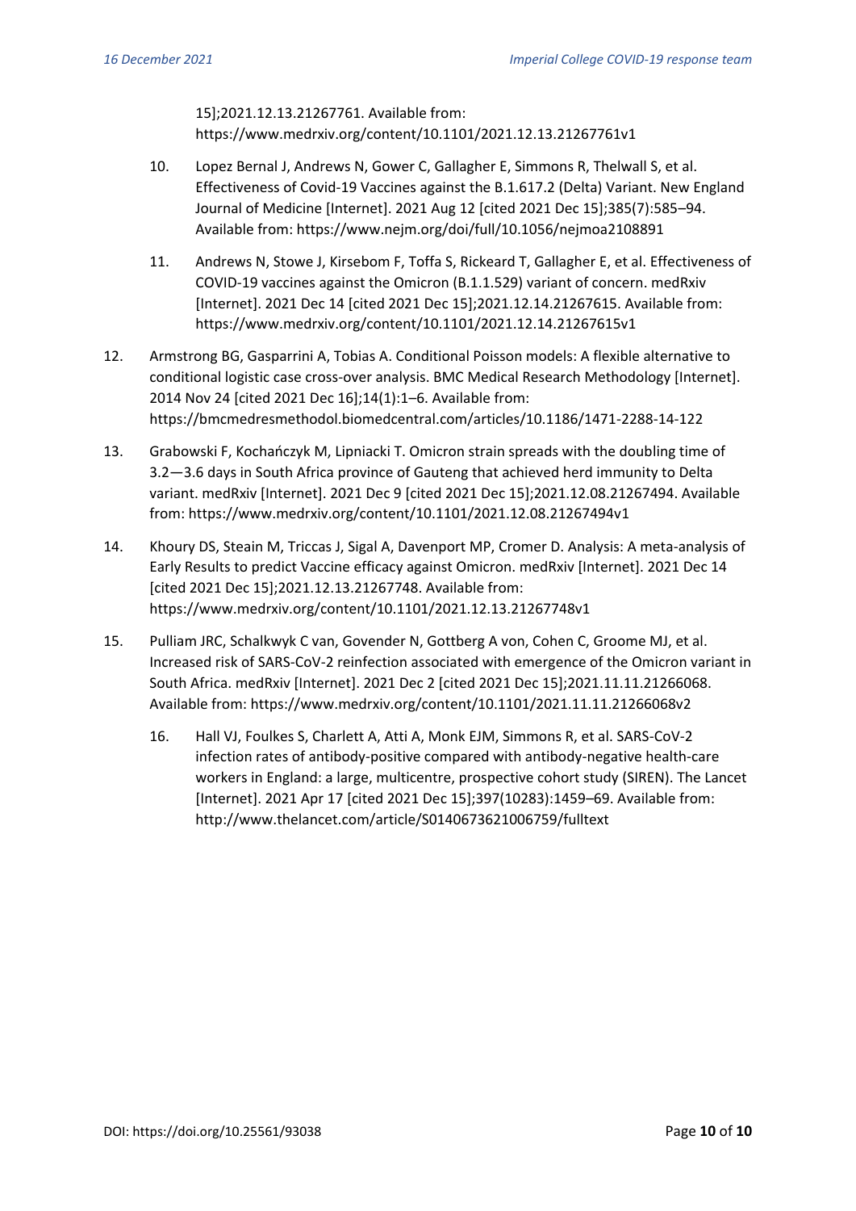15];2021.12.13.21267761. Available from: https://www.medrxiv.org/content/10.1101/2021.12.13.21267761v1

10. Lopez Bernal J, Andrews N, Gower C, Gallagher E, Simmons R, Thelwall S, et al. Effectiveness of Covid-19 Vaccines against the B.1.617.2 (Delta) Variant. New England Journal of Medicine [Internet]. 2021 Aug 12 [cited 2021 Dec 15];385(7):585–94. Available from: https://www.nejm.org/doi/full/10.1056/nejmoa2108891

11. Andrews N, Stowe J, Kirsebom F, Toffa S, Rickeard T, Gallagher E, et al. Effectiveness of COVID-19 vaccines against the Omicron (B.1.1.529) variant of concern. medRxiv [Internet]. 2021 Dec 14 [cited 2021 Dec 15];2021.12.14.21267615. Available from: https://www.medrxiv.org/content/10.1101/2021.12.14.21267615v1

12. Armstrong BG, Gasparrini A, Tobias A. Conditional Poisson models: A flexible alternative to conditional logistic case cross-over analysis. BMC Medical Research Methodology [Internet]. 2014 Nov 24 [cited 2021 Dec 16];14(1):1–6. Available from: https://bmcmedresmethodol.biomedcentral.com/articles/10.1186/1471-2288-14-122

13. Grabowski F, Kochańczyk M, Lipniacki T. Omicron strain spreads with the doubling time of 3.2—3.6 days in South Africa province of Gauteng that achieved herd immunity to Delta variant. medRxiv [Internet]. 2021 Dec 9 [cited 2021 Dec 15];2021.12.08.21267494. Available from: https://www.medrxiv.org/content/10.1101/2021.12.08.21267494v1

14. Khoury DS, Steain M, Triccas J, Sigal A, Davenport MP, Cromer D. Analysis: A meta-analysis of Early Results to predict Vaccine efficacy against Omicron. medRxiv [Internet]. 2021 Dec 14 [cited 2021 Dec 15];2021.12.13.21267748. Available from: https://www.medrxiv.org/content/10.1101/2021.12.13.21267748v1

15. Pulliam JRC, Schalkwyk C van, Govender N, Gottberg A von, Cohen C, Groome MJ, et al. Increased risk of SARS-CoV-2 reinfection associated with emergence of the Omicron variant in South Africa. medRxiv [Internet]. 2021 Dec 2 [cited 2021 Dec 15];2021.11.11.21266068. Available from: https://www.medrxiv.org/content/10.1101/2021.11.11.21266068v2

16. Hall VJ, Foulkes S, Charlett A, Atti A, Monk EJM, Simmons R, et al. SARS-CoV-2 infection rates of antibody-positive compared with antibody-negative health-care workers in England: a large, multicentre, prospective cohort study (SIREN). The Lancet [Internet]. 2021 Apr 17 [cited 2021 Dec 15];397(10283):1459–69. Available from: http://www.thelancet.com/article/S0140673621006759/fulltext